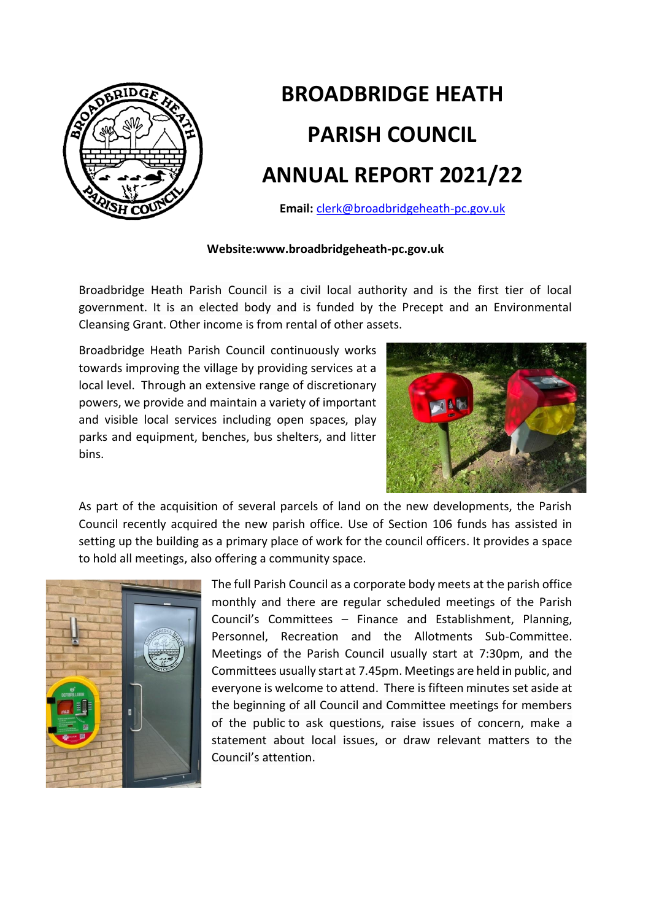# BROADBRIDGE HEATH PARISH COUNCIL ANNUAL REPORT 2021/22

**Email:** clerk@broadbridgeheath-pc.gov.uk

**Website:www.broadbridgeheath-pc.gov.uk**

Broadbridge Heath Parish Council is a civil local authority and is the first tier of local government. It is an elected body and is funded by the Precept and an Environmental Cleansing Grant. Other income is from rental of other assets.

Broadbridge Heath Parish Council continuously works towards improving the village by providing services at a local level. Through an extensive range of discretionary powers, we provide and maintain a variety of important and visible local services including open spaces, play parks and equipment, benches, bus shelters, and litter bins.

As part of the acquisition of several parcels of land on the new developments, the Parish Council recently acquired the new parish office. Use of Section 106 funds has assisted in setting up the building as a primary place of work for the council officers. It provides a space to hold all meetings, also offering a community space.

The full Parish Council as a corporate body meets at the parish office monthly and there are regular scheduled meetings of the Parish Council's Committees – Finance and Establishment, Planning, Personnel, Recreation and the Allotments Sub-Committee. Meetings of the Parish Council usually start at 7:30pm, and the Committees usually start at 7.45pm. Meetings are held in public, and everyone is welcome to attend. There is fifteen minutes set aside at the beginning of all Council and Committee meetings for members of the public to ask questions, raise issues of concern, make a statement about local issues, or draw relevant matters to the Council's attention.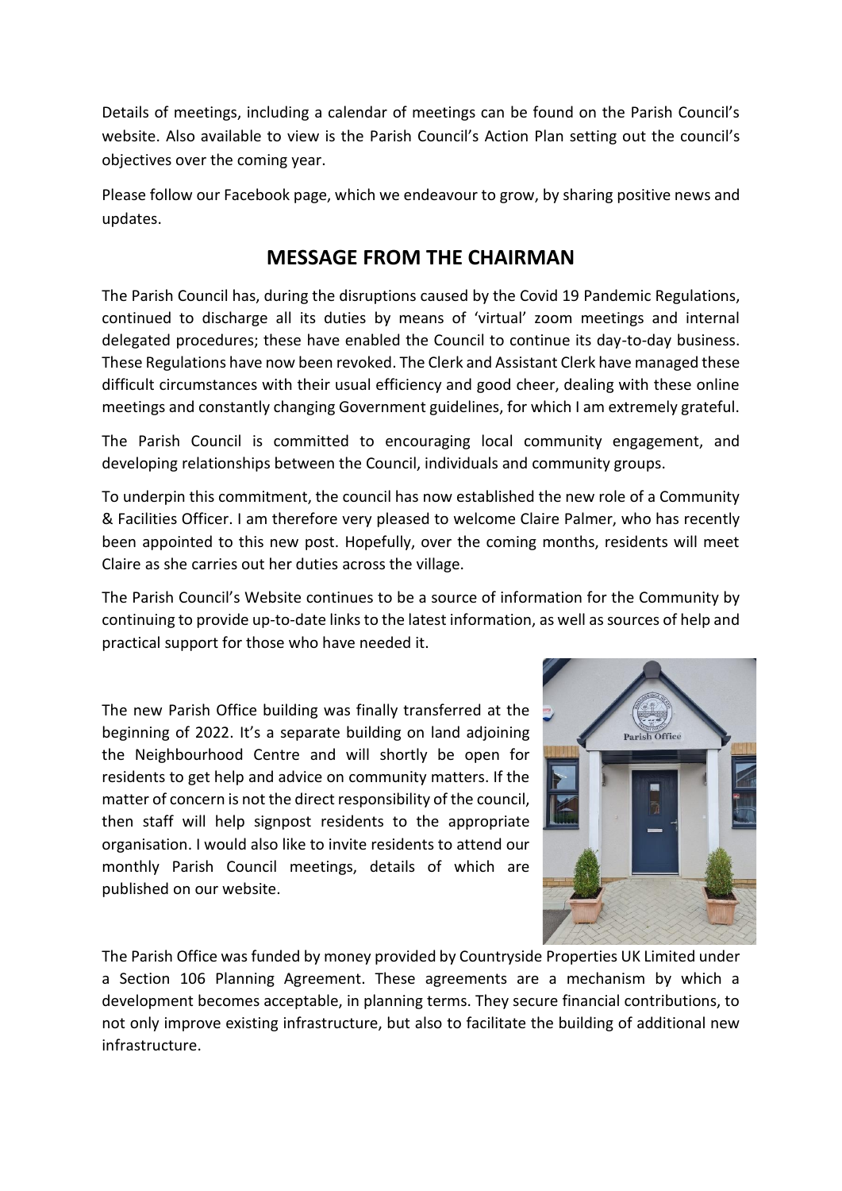Details of meetings, including a calendar of meetings can be found on the Parish Council's website. Also available to view is the Parish Council's Action Plan setting out the council's objectives over the coming year.

Please follow our Facebook page, which we endeavour to grow, by sharing positive news and updates.

## MESSAGE FROM THE CHAIRMAN

The Parish Council has, during the disruptions caused by the Covid 19 Pandemic Regulations, continued to discharge all its duties by means of 'virtual' zoom meetings and internal delegated procedures; these have enabled the Council to continue its day-to-day business. These Regulations have now been revoked. The Clerk and Assistant Clerk have managed these difficult circumstances with their usual efficiency and good cheer, dealing with these online meetings and constantly changing Government guidelines, for which I am extremely grateful.

The Parish Council is committed to encouraging local community engagement, and developing relationships between the Council, individuals and community groups.

To underpin this commitment, the council has now established the new role of a Community & Facilities Officer. I am therefore very pleased to welcome Claire Palmer, who has recently been appointed to this new post. Hopefully, over the coming months, residents will meet Claire as she carries out her duties across the village.

The Parish Council's Website continues to be a source of information for the Community by continuing to provide up-to-date links to the latest information, as well as sources of help and practical support for those who have needed it.

The new Parish Office building was finally transferred at the beginning of 2022. It's a separate building on land adjoining the Neighbourhood Centre and will shortly be open for residents to get help and advice on community matters. If the matter of concern is not the direct responsibility of the council, then staff will help signpost residents to the appropriate organisation. I would also like to invite residents to attend our monthly Parish Council meetings, details of which are published on our website.

The Parish Office was funded by money provided by Countryside Properties UK Limited under a Section 106 Planning Agreement. These agreements are a mechanism by which a development becomes acceptable, in planning terms. They secure financial contributions, to not only improve existing infrastructure, but also to facilitate the building of additional new infrastructure.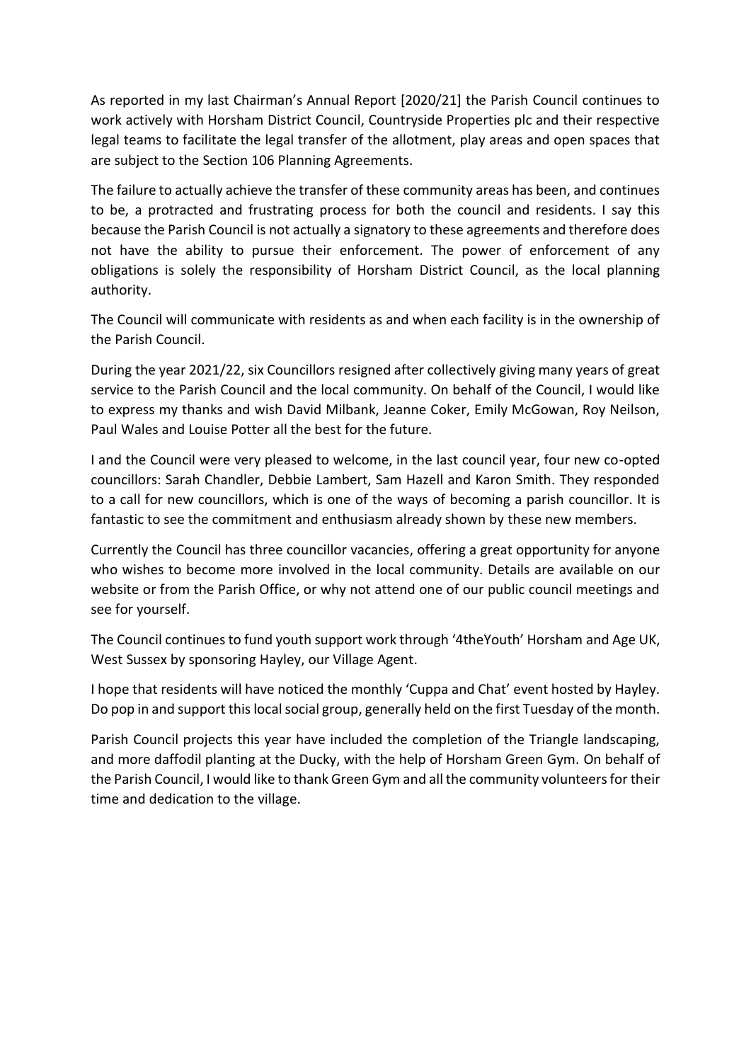As reported in my last Chairman's Annual Report [2020/21] the Parish Council continues to work actively with Horsham District Council, Countryside Properties plc and their respective legal teams to facilitate the legal transfer of the allotment, play areas and open spaces that are subject to the Section 106 Planning Agreements.

The failure to actually achieve the transfer of these community areas has been, and continues to be, a protracted and frustrating process for both the council and residents. I say this because the Parish Council is not actually a signatory to these agreements and therefore does not have the ability to pursue their enforcement. The power of enforcement of any obligations is solely the responsibility of Horsham District Council, as the local planning authority.

The Council will communicate with residents as and when each facility is in the ownership of the Parish Council.

During the year 2021/22, six Councillors resigned after collectively giving many years of great service to the Parish Council and the local community. On behalf of the Council, I would like to express my thanks and wish David Milbank, Jeanne Coker, Emily McGowan, Roy Neilson, Paul Wales and Louise Potter all the best for the future.

I and the Council were very pleased to welcome, in the last council year, four new co-opted councillors: Sarah Chandler, Debbie Lambert, Sam Hazell and Karon Smith. They responded to a call for new councillors, which is one of the ways of becoming a parish councillor. It is fantastic to see the commitment and enthusiasm already shown by these new members.

Currently the Council has three councillor vacancies, offering a great opportunity for anyone who wishes to become more involved in the local community. Details are available on our website or from the Parish Office, or why not attend one of our public council meetings and see for yourself.

The Council continues to fund youth support work through '4theYouth' Horsham and Age UK, West Sussex by sponsoring Hayley, our Village Agent.

I hope that residents will have noticed the monthly 'Cuppa and Chat' event hosted by Hayley. Do pop in and support this local social group, generally held on the first Tuesday of the month.

Parish Council projects this year have included the completion of the Triangle landscaping, and more daffodil planting at the Ducky, with the help of Horsham Green Gym. On behalf of the Parish Council, I would like to thank Green Gym and all the community volunteers for their time and dedication to the village.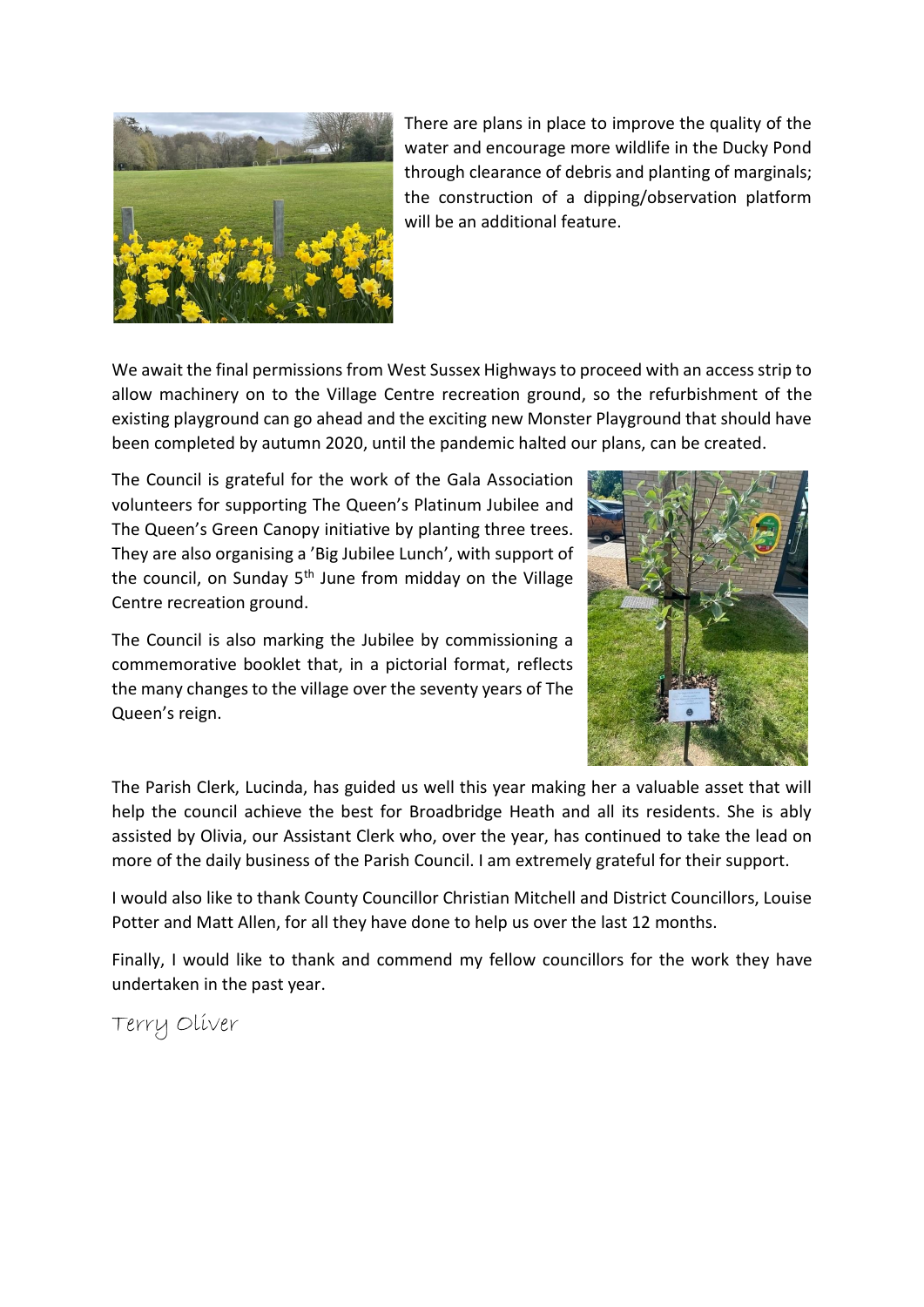There are plans in place to improve the quality of the water and encourage more wildlife in the Ducky Pond through clearance of debris and planting of marginals; the construction of a dipping/observation platform will be an additional feature.

We await the final permissions from West Sussex Highways to proceed with an access strip to allow machinery on to the Village Centre recreation ground, so the refurbishment of the existing playground can go ahead and the exciting new Monster Playground that should have been completed by autumn 2020, until the pandemic halted our plans, can be created.

The Council is grateful for the work of the Gala Association volunteers for supporting The Queen's Platinum Jubilee and The Queen's Green Canopy initiative by planting three trees. They are also organising a 'Big Jubilee Lunch', with support of the council, on Sunday 5th June from midday on the Village Centre recreation ground.

The Council is also marking the Jubilee by commissioning a commemorative booklet that, in a pictorial format, reflects the many changes to the village over the seventy years of The Queen's reign.

The Parish Clerk, Lucinda, has guided us well this year making her a valuable asset that will help the council achieve the best for Broadbridge Heath and all its residents. She is ably assisted by Olivia, our Assistant Clerk who, over the year, has continued to take the lead on more of the daily business of the Parish Council. I am extremely grateful for their support.

I would also like to thank County Councillor Christian Mitchell and District Councillors, Louise Potter and Matt Allen, for all they have done to help us over the last 12 months.

Finally, I would like to thank and commend my fellow councillors for the work they have undertaken in the past year.

*Terry Oliver*